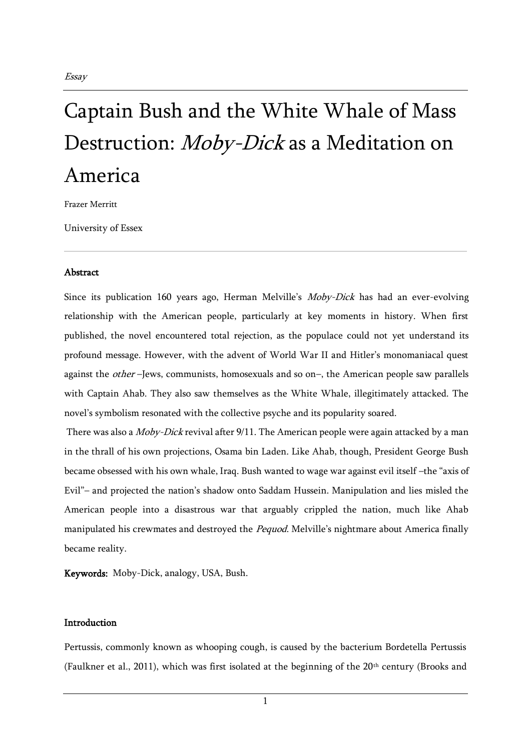*Essay*

# Captain Bush and the White Whale of Mass Destruction: *Moby-Dick* as a Meditation on America

Frazer Merritt

University of Essex

---

**Abstract**

Since its publication 160 years ago, Herman Melville's *Moby-Dick* has had an ever-evolving relationship with the American people, particularly at key moments in history. When first published, the novel encountered total rejection, as the populace could not yet understand its profound message. However, with the advent of World War II and Hitler's monomaniacal quest against the *other* –Jews, communists, homosexuals and so on–, the American people saw parallels with Captain Ahab. They also saw themselves as the White Whale, illegitimately attacked. The novel's symbolism resonated with the collective psyche and its popularity soared.

There was also a *Moby-Dick* revival after 9/11. The American people were again attacked by a man in the thrall of his own projections, Osama bin Laden. Like Ahab, though, President George Bush became obsessed with his own whale, Iraq. Bush wanted to wage war against evil itself –the "axis of Evil"– and projected the nation's shadow onto Saddam Hussein. Manipulation and lies misled the American people into a disastrous war that arguably crippled the nation, much like Ahab manipulated his crewmates and destroyed the *Pequod*. Melville's nightmare about America finally became reality.

**Keywords:** Moby-Dick, analogy, USA, Bush.

**Introduction**

Pertussis, commonly known as whooping cough, is caused by the bacterium Bordetella Pertussis (Faulkner et al., 2011), which was first isolated at the beginning of the 20th century (Brooks and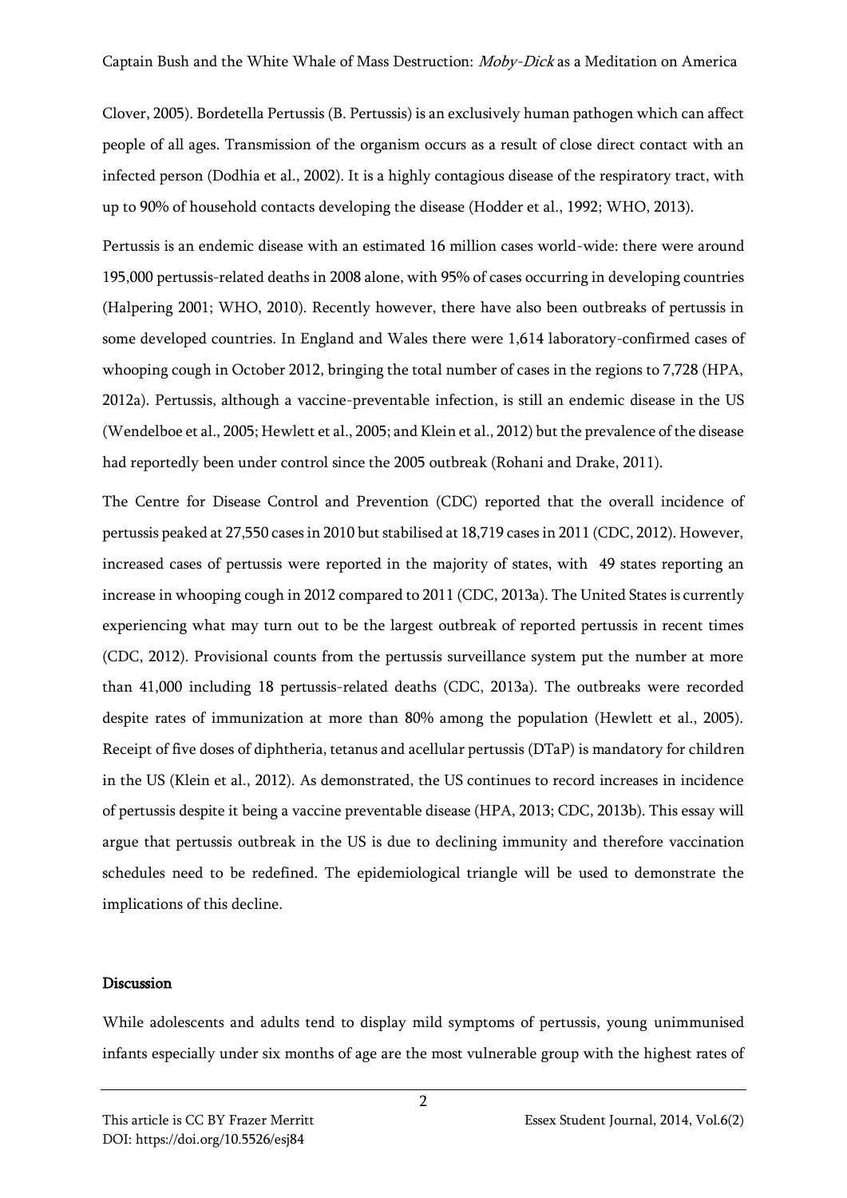Clover, 2005). Bordetella Pertussis (B. Pertussis) is an exclusively human pathogen which can affect people of all ages. Transmission of the organism occurs as a result of close direct contact with an infected person (Dodhia et al., 2002). It is a highly contagious disease of the respiratory tract, with up to 90% of household contacts developing the disease (Hodder et al., 1992; WHO, 2013).

Pertussis is an endemic disease with an estimated 16 million cases world-wide: there were around 195,000 pertussis-related deaths in 2008 alone, with 95% of cases occurring in developing countries (Halpering 2001; WHO, 2010). Recently however, there have also been outbreaks of pertussis in some developed countries. In England and Wales there were 1,614 laboratory-confirmed cases of whooping cough in October 2012, bringing the total number of cases in the regions to 7,728 (HPA, 2012a). Pertussis, although a vaccine-preventable infection, is still an endemic disease in the US (Wendelboe et al., 2005; Hewlett et al., 2005; and Klein et al., 2012) but the prevalence of the disease had reportedly been under control since the 2005 outbreak (Rohani and Drake, 2011).

The Centre for Disease Control and Prevention (CDC) reported that the overall incidence of pertussis peaked at 27,550 cases in 2010 but stabilised at 18,719 cases in 2011 (CDC, 2012). However, increased cases of pertussis were reported in the majority of states, with 49 states reporting an increase in whooping cough in 2012 compared to 2011 (CDC, 2013a). The United States is currently experiencing what may turn out to be the largest outbreak of reported pertussis in recent times (CDC, 2012). Provisional counts from the pertussis surveillance system put the number at more than 41,000 including 18 pertussis-related deaths (CDC, 2013a). The outbreaks were recorded despite rates of immunization at more than 80% among the population (Hewlett et al., 2005). Receipt of five doses of diphtheria, tetanus and acellular pertussis (DTaP) is mandatory for children in the US (Klein et al., 2012). As demonstrated, the US continues to record increases in incidence of pertussis despite it being a vaccine preventable disease (HPA, 2013; CDC, 2013b). This essay will argue that pertussis outbreak in the US is due to declining immunity and therefore vaccination schedules need to be redefined. The epidemiological triangle will be used to demonstrate the implications of this decline.

## Discussion

While adolescents and adults tend to display mild symptoms of pertussis, young unimmunised infants especially under six months of age are the most vulnerable group with the highest rates of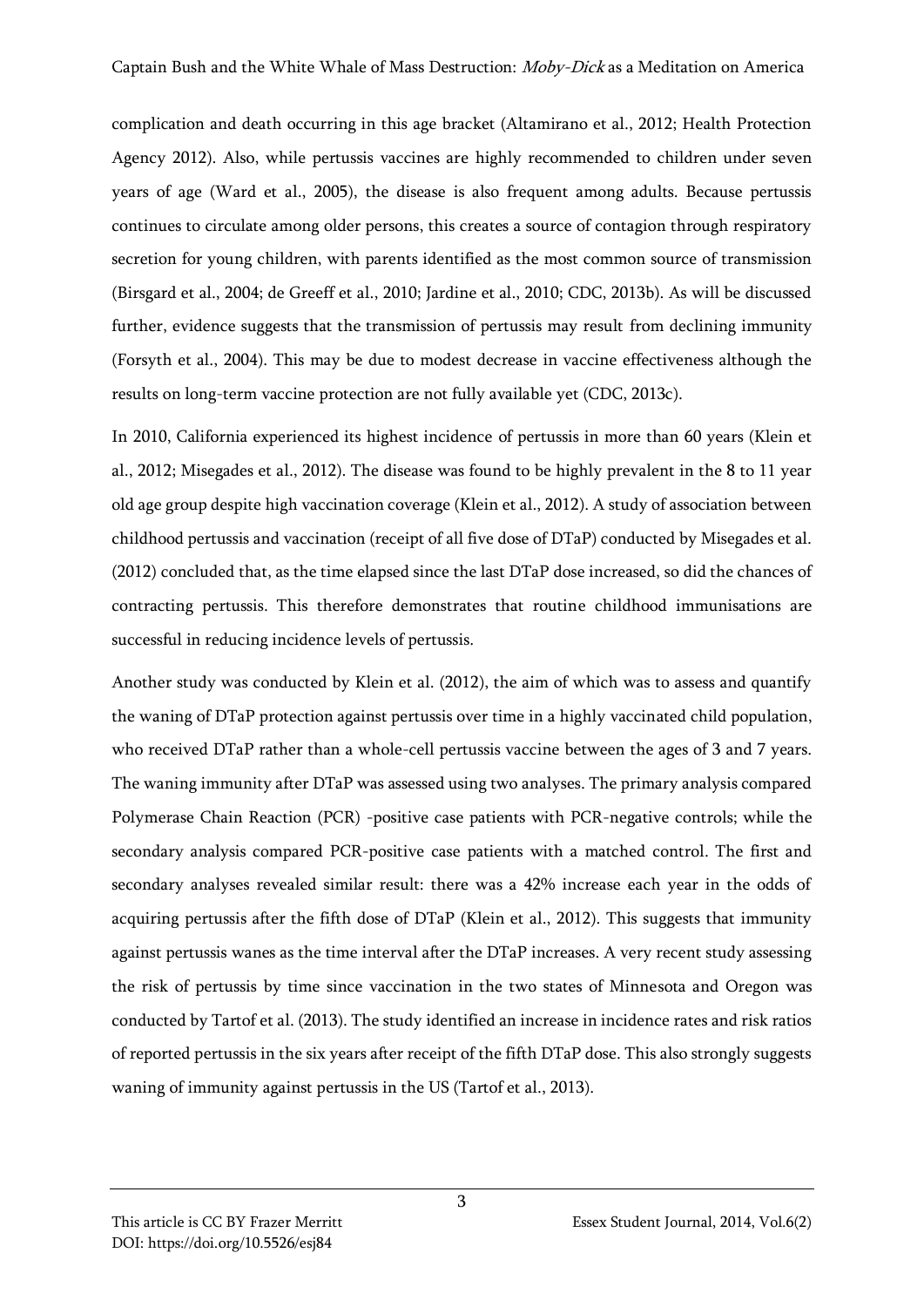complication and death occurring in this age bracket (Altamirano et al., 2012; Health Protection Agency 2012). Also, while pertussis vaccines are highly recommended to children under seven years of age (Ward et al., 2005), the disease is also frequent among adults. Because pertussis continues to circulate among older persons, this creates a source of contagion through respiratory secretion for young children, with parents identified as the most common source of transmission (Birsgard et al., 2004; de Greeff et al., 2010; Jardine et al., 2010; CDC, 2013b). As will be discussed further, evidence suggests that the transmission of pertussis may result from declining immunity (Forsyth et al., 2004). This may be due to modest decrease in vaccine effectiveness although the results on long-term vaccine protection are not fully available yet (CDC, 2013c).

In 2010, California experienced its highest incidence of pertussis in more than 60 years (Klein et al., 2012; Misegades et al., 2012). The disease was found to be highly prevalent in the 8 to 11 year old age group despite high vaccination coverage (Klein et al., 2012). A study of association between childhood pertussis and vaccination (receipt of all five dose of DTaP) conducted by Misegades et al. (2012) concluded that, as the time elapsed since the last DTaP dose increased, so did the chances of contracting pertussis. This therefore demonstrates that routine childhood immunisations are successful in reducing incidence levels of pertussis.

Another study was conducted by Klein et al. (2012), the aim of which was to assess and quantify the waning of DTaP protection against pertussis over time in a highly vaccinated child population, who received DTaP rather than a whole-cell pertussis vaccine between the ages of 3 and 7 years. The waning immunity after DTaP was assessed using two analyses. The primary analysis compared Polymerase Chain Reaction (PCR) -positive case patients with PCR-negative controls; while the secondary analysis compared PCR-positive case patients with a matched control. The first and secondary analyses revealed similar result: there was a 42% increase each year in the odds of acquiring pertussis after the fifth dose of DTaP (Klein et al., 2012). This suggests that immunity against pertussis wanes as the time interval after the DTaP increases. A very recent study assessing the risk of pertussis by time since vaccination in the two states of Minnesota and Oregon was conducted by Tartof et al. (2013). The study identified an increase in incidence rates and risk ratios of reported pertussis in the six years after receipt of the fifth DTaP dose. This also strongly suggests waning of immunity against pertussis in the US (Tartof et al., 2013).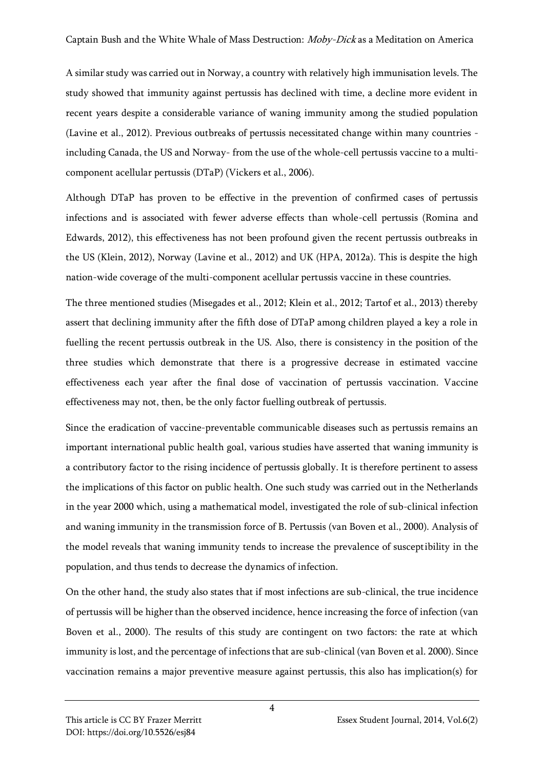A similar study was carried out in Norway, a country with relatively high immunisation levels. The study showed that immunity against pertussis has declined with time, a decline more evident in recent years despite a considerable variance of waning immunity among the studied population (Lavine et al., 2012). Previous outbreaks of pertussis necessitated change within many countries - including Canada, the US and Norway- from the use of the whole-cell pertussis vaccine to a multi-component acellular pertussis (DTaP) (Vickers et al., 2006).

Although DTaP has proven to be effective in the prevention of confirmed cases of pertussis infections and is associated with fewer adverse effects than whole-cell pertussis (Romina and Edwards, 2012), this effectiveness has not been profound given the recent pertussis outbreaks in the US (Klein, 2012), Norway (Lavine et al., 2012) and UK (HPA, 2012a). This is despite the high nation-wide coverage of the multi-component acellular pertussis vaccine in these countries.

The three mentioned studies (Misegades et al., 2012; Klein et al., 2012; Tartof et al., 2013) thereby assert that declining immunity after the fifth dose of DTaP among children played a key a role in fuelling the recent pertussis outbreak in the US. Also, there is consistency in the position of the three studies which demonstrate that there is a progressive decrease in estimated vaccine effectiveness each year after the final dose of vaccination of pertussis vaccination. Vaccine effectiveness may not, then, be the only factor fuelling outbreak of pertussis.

Since the eradication of vaccine-preventable communicable diseases such as pertussis remains an important international public health goal, various studies have asserted that waning immunity is a contributory factor to the rising incidence of pertussis globally. It is therefore pertinent to assess the implications of this factor on public health. One such study was carried out in the Netherlands in the year 2000 which, using a mathematical model, investigated the role of sub-clinical infection and waning immunity in the transmission force of B. Pertussis (van Boven et al., 2000). Analysis of the model reveals that waning immunity tends to increase the prevalence of susceptibility in the population, and thus tends to decrease the dynamics of infection.

On the other hand, the study also states that if most infections are sub-clinical, the true incidence of pertussis will be higher than the observed incidence, hence increasing the force of infection (van Boven et al., 2000). The results of this study are contingent on two factors: the rate at which immunity is lost, and the percentage of infections that are sub-clinical (van Boven et al. 2000). Since vaccination remains a major preventive measure against pertussis, this also has implication(s) for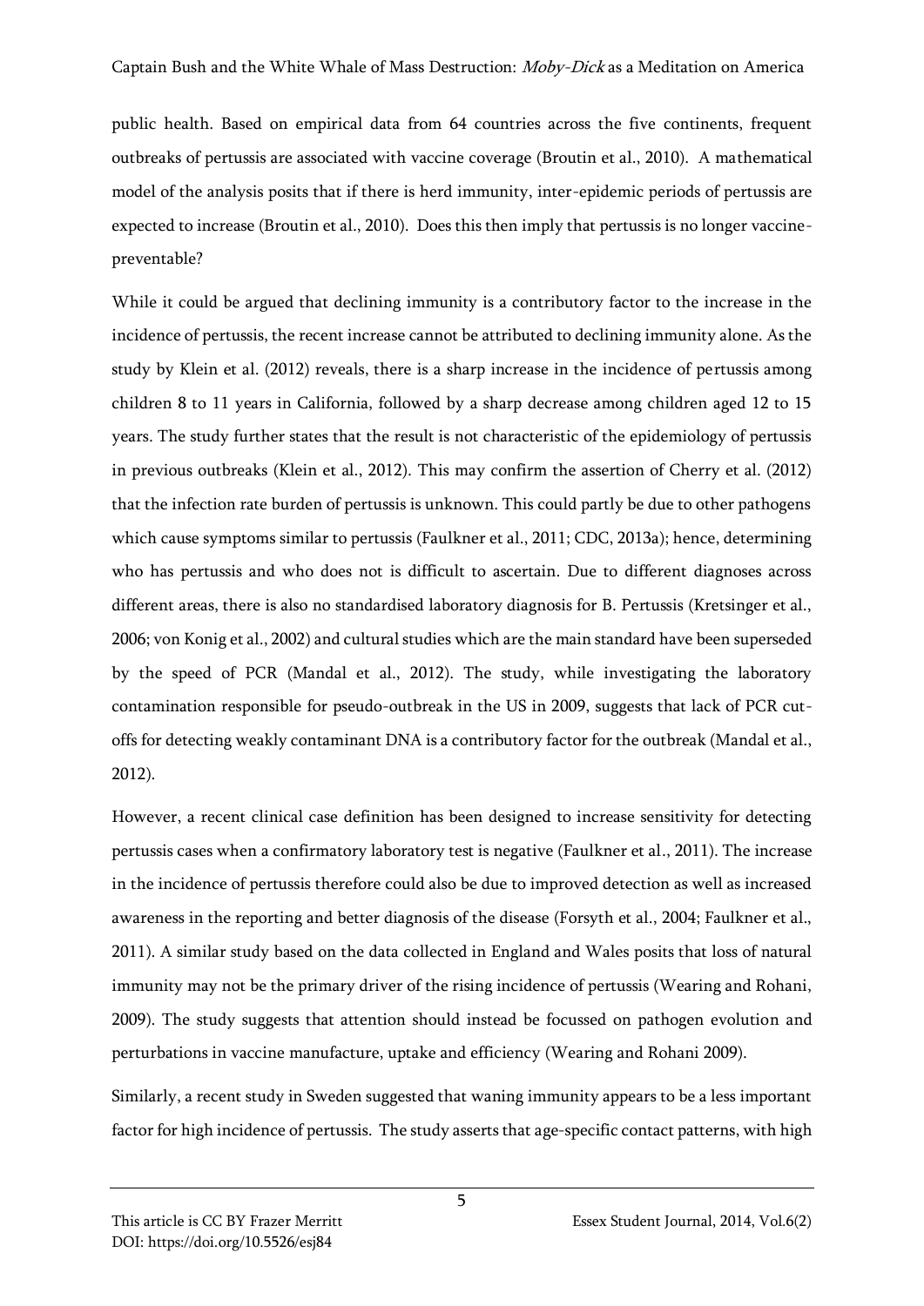public health. Based on empirical data from 64 countries across the five continents, frequent outbreaks of pertussis are associated with vaccine coverage (Broutin et al., 2010). A mathematical model of the analysis posits that if there is herd immunity, inter-epidemic periods of pertussis are expected to increase (Broutin et al., 2010). Does this then imply that pertussis is no longer vaccine-preventable?

While it could be argued that declining immunity is a contributory factor to the increase in the incidence of pertussis, the recent increase cannot be attributed to declining immunity alone. As the study by Klein et al. (2012) reveals, there is a sharp increase in the incidence of pertussis among children 8 to 11 years in California, followed by a sharp decrease among children aged 12 to 15 years. The study further states that the result is not characteristic of the epidemiology of pertussis in previous outbreaks (Klein et al., 2012). This may confirm the assertion of Cherry et al. (2012) that the infection rate burden of pertussis is unknown. This could partly be due to other pathogens which cause symptoms similar to pertussis (Faulkner et al., 2011; CDC, 2013a); hence, determining who has pertussis and who does not is difficult to ascertain. Due to different diagnoses across different areas, there is also no standardised laboratory diagnosis for B. Pertussis (Kretsinger et al., 2006; von Konig et al., 2002) and cultural studies which are the main standard have been superseded by the speed of PCR (Mandal et al., 2012). The study, while investigating the laboratory contamination responsible for pseudo-outbreak in the US in 2009, suggests that lack of PCR cut-offs for detecting weakly contaminant DNA is a contributory factor for the outbreak (Mandal et al., 2012).

However, a recent clinical case definition has been designed to increase sensitivity for detecting pertussis cases when a confirmatory laboratory test is negative (Faulkner et al., 2011). The increase in the incidence of pertussis therefore could also be due to improved detection as well as increased awareness in the reporting and better diagnosis of the disease (Forsyth et al., 2004; Faulkner et al., 2011). A similar study based on the data collected in England and Wales posits that loss of natural immunity may not be the primary driver of the rising incidence of pertussis (Wearing and Rohani, 2009). The study suggests that attention should instead be focussed on pathogen evolution and perturbations in vaccine manufacture, uptake and efficiency (Wearing and Rohani 2009).

Similarly, a recent study in Sweden suggested that waning immunity appears to be a less important factor for high incidence of pertussis. The study asserts that age-specific contact patterns, with high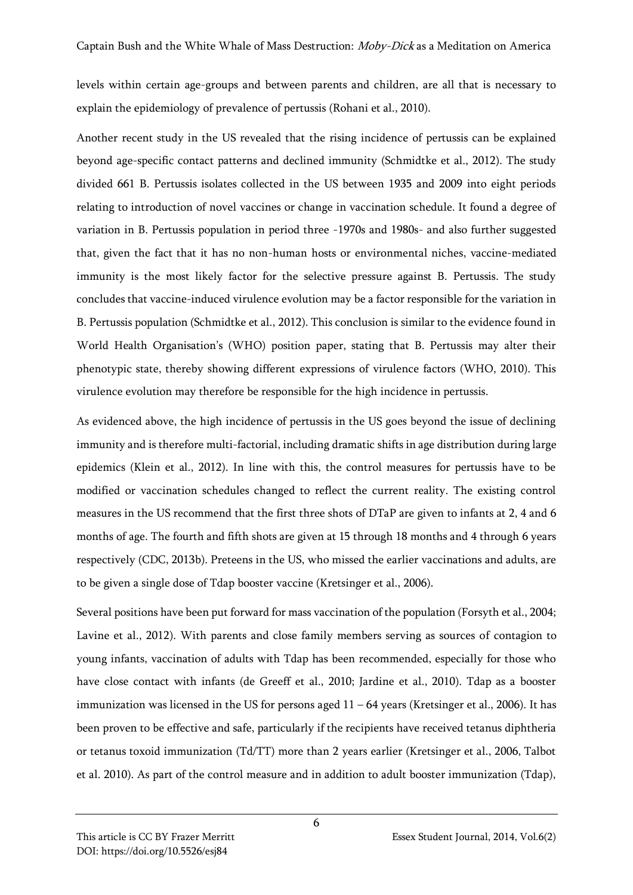levels within certain age-groups and between parents and children, are all that is necessary to explain the epidemiology of prevalence of pertussis (Rohani et al., 2010).

Another recent study in the US revealed that the rising incidence of pertussis can be explained beyond age-specific contact patterns and declined immunity (Schmidtke et al., 2012). The study divided 661 B. Pertussis isolates collected in the US between 1935 and 2009 into eight periods relating to introduction of novel vaccines or change in vaccination schedule. It found a degree of variation in B. Pertussis population in period three -1970s and 1980s- and also further suggested that, given the fact that it has no non-human hosts or environmental niches, vaccine-mediated immunity is the most likely factor for the selective pressure against B. Pertussis. The study concludes that vaccine-induced virulence evolution may be a factor responsible for the variation in B. Pertussis population (Schmidtke et al., 2012). This conclusion is similar to the evidence found in World Health Organisation's (WHO) position paper, stating that B. Pertussis may alter their phenotypic state, thereby showing different expressions of virulence factors (WHO, 2010). This virulence evolution may therefore be responsible for the high incidence in pertussis.

As evidenced above, the high incidence of pertussis in the US goes beyond the issue of declining immunity and is therefore multi-factorial, including dramatic shifts in age distribution during large epidemics (Klein et al., 2012). In line with this, the control measures for pertussis have to be modified or vaccination schedules changed to reflect the current reality. The existing control measures in the US recommend that the first three shots of DTaP are given to infants at 2, 4 and 6 months of age. The fourth and fifth shots are given at 15 through 18 months and 4 through 6 years respectively (CDC, 2013b). Preteens in the US, who missed the earlier vaccinations and adults, are to be given a single dose of Tdap booster vaccine (Kretsinger et al., 2006).

Several positions have been put forward for mass vaccination of the population (Forsyth et al., 2004; Lavine et al., 2012). With parents and close family members serving as sources of contagion to young infants, vaccination of adults with Tdap has been recommended, especially for those who have close contact with infants (de Greeff et al., 2010; Jardine et al., 2010). Tdap as a booster immunization was licensed in the US for persons aged 11 – 64 years (Kretsinger et al., 2006). It has been proven to be effective and safe, particularly if the recipients have received tetanus diphtheria or tetanus toxoid immunization (Td/TT) more than 2 years earlier (Kretsinger et al., 2006, Talbot et al. 2010). As part of the control measure and in addition to adult booster immunization (Tdap),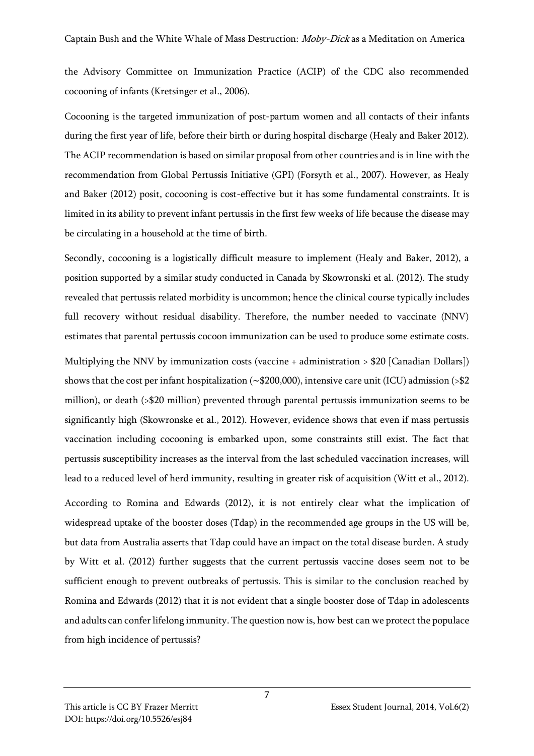the Advisory Committee on Immunization Practice (ACIP) of the CDC also recommended cocooning of infants (Kretsinger et al., 2006).

Cocooning is the targeted immunization of post-partum women and all contacts of their infants during the first year of life, before their birth or during hospital discharge (Healy and Baker 2012). The ACIP recommendation is based on similar proposal from other countries and is in line with the recommendation from Global Pertussis Initiative (GPI) (Forsyth et al., 2007). However, as Healy and Baker (2012) posit, cocooning is cost-effective but it has some fundamental constraints. It is limited in its ability to prevent infant pertussis in the first few weeks of life because the disease may be circulating in a household at the time of birth.

Secondly, cocooning is a logistically difficult measure to implement (Healy and Baker, 2012), a position supported by a similar study conducted in Canada by Skowronski et al. (2012). The study revealed that pertussis related morbidity is uncommon; hence the clinical course typically includes full recovery without residual disability. Therefore, the number needed to vaccinate (NNV) estimates that parental pertussis cocoon immunization can be used to produce some estimate costs.

Multiplying the NNV by immunization costs (vaccine + administration > $20 [Canadian Dollars]) shows that the cost per infant hospitalization (~$200,000), intensive care unit (ICU) admission (>$2 million), or death (>$20 million) prevented through parental pertussis immunization seems to be significantly high (Skowronske et al., 2012). However, evidence shows that even if mass pertussis vaccination including cocooning is embarked upon, some constraints still exist. The fact that pertussis susceptibility increases as the interval from the last scheduled vaccination increases, will lead to a reduced level of herd immunity, resulting in greater risk of acquisition (Witt et al., 2012).

According to Romina and Edwards (2012), it is not entirely clear what the implication of widespread uptake of the booster doses (Tdap) in the recommended age groups in the US will be, but data from Australia asserts that Tdap could have an impact on the total disease burden. A study by Witt et al. (2012) further suggests that the current pertussis vaccine doses seem not to be sufficient enough to prevent outbreaks of pertussis. This is similar to the conclusion reached by Romina and Edwards (2012) that it is not evident that a single booster dose of Tdap in adolescents and adults can confer lifelong immunity. The question now is, how best can we protect the populace from high incidence of pertussis?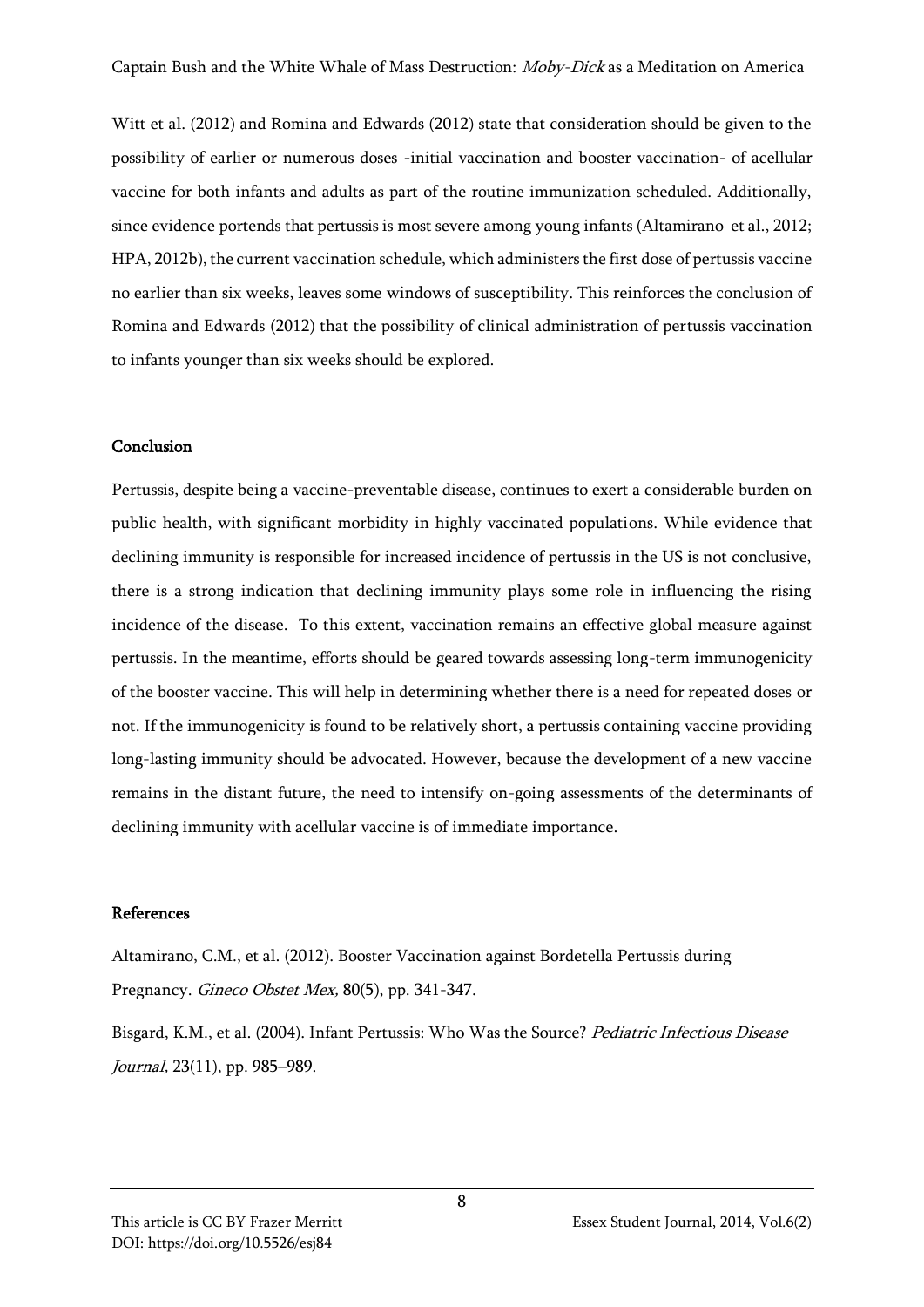Witt et al. (2012) and Romina and Edwards (2012) state that consideration should be given to the possibility of earlier or numerous doses -initial vaccination and booster vaccination- of acellular vaccine for both infants and adults as part of the routine immunization scheduled. Additionally, since evidence portends that pertussis is most severe among young infants (Altamirano et al., 2012; HPA, 2012b), the current vaccination schedule, which administers the first dose of pertussis vaccine no earlier than six weeks, leaves some windows of susceptibility. This reinforces the conclusion of Romina and Edwards (2012) that the possibility of clinical administration of pertussis vaccination to infants younger than six weeks should be explored.

## Conclusion

Pertussis, despite being a vaccine-preventable disease, continues to exert a considerable burden on public health, with significant morbidity in highly vaccinated populations. While evidence that declining immunity is responsible for increased incidence of pertussis in the US is not conclusive, there is a strong indication that declining immunity plays some role in influencing the rising incidence of the disease. To this extent, vaccination remains an effective global measure against pertussis. In the meantime, efforts should be geared towards assessing long-term immunogenicity of the booster vaccine. This will help in determining whether there is a need for repeated doses or not. If the immunogenicity is found to be relatively short, a pertussis containing vaccine providing long-lasting immunity should be advocated. However, because the development of a new vaccine remains in the distant future, the need to intensify on-going assessments of the determinants of declining immunity with acellular vaccine is of immediate importance.

## References

Altamirano, C.M., et al. (2012). Booster Vaccination against Bordetella Pertussis during Pregnancy. *Gineco Obstet Mex,* 80(5), pp. 341-347.

Bisgard, K.M., et al. (2004). Infant Pertussis: Who Was the Source? *Pediatric Infectious Disease Journal,* 23(11), pp. 985–989.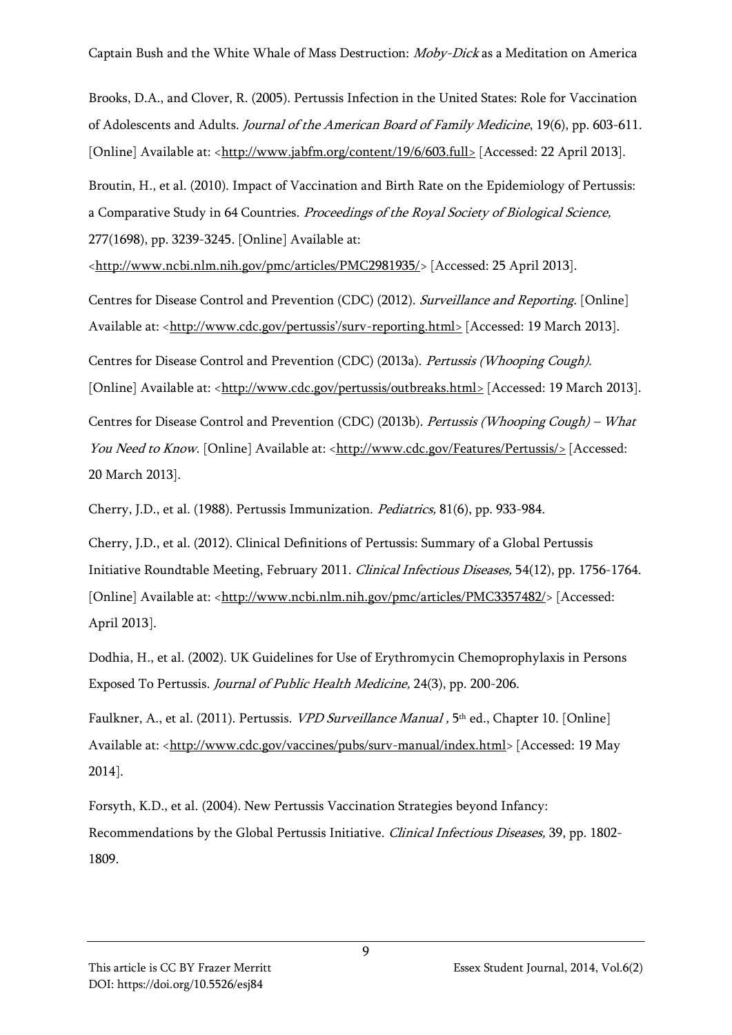Brooks, D.A., and Clover, R. (2005). Pertussis Infection in the United States: Role for Vaccination of Adolescents and Adults. *Journal of the American Board of Family Medicine*, 19(6), pp. 603-611. [Online] Available at: <http://www.jabfm.org/content/19/6/603.full> [Accessed: 22 April 2013].

Broutin, H., et al. (2010). Impact of Vaccination and Birth Rate on the Epidemiology of Pertussis: a Comparative Study in 64 Countries. *Proceedings of the Royal Society of Biological Science,* 277(1698), pp. 3239-3245. [Online] Available at: <http://www.ncbi.nlm.nih.gov/pmc/articles/PMC2981935/> [Accessed: 25 April 2013].

Centres for Disease Control and Prevention (CDC) (2012). *Surveillance and Reporting*. [Online] Available at: <http://www.cdc.gov/pertussis'/surv-reporting.html> [Accessed: 19 March 2013].

Centres for Disease Control and Prevention (CDC) (2013a). *Pertussis (Whooping Cough).* [Online] Available at: <http://www.cdc.gov/pertussis/outbreaks.html> [Accessed: 19 March 2013].

Centres for Disease Control and Prevention (CDC) (2013b). *Pertussis (Whooping Cough) – What You Need to Know*. [Online] Available at: <http://www.cdc.gov/Features/Pertussis/> [Accessed: 20 March 2013].

Cherry, J.D., et al. (1988). Pertussis Immunization. *Pediatrics,* 81(6), pp. 933-984.

Cherry, J.D., et al. (2012). Clinical Definitions of Pertussis: Summary of a Global Pertussis Initiative Roundtable Meeting, February 2011. *Clinical Infectious Diseases,* 54(12), pp. 1756-1764. [Online] Available at: <http://www.ncbi.nlm.nih.gov/pmc/articles/PMC3357482/> [Accessed: April 2013].

Dodhia, H., et al. (2002). UK Guidelines for Use of Erythromycin Chemoprophylaxis in Persons Exposed To Pertussis. *Journal of Public Health Medicine,* 24(3), pp. 200-206.

Faulkner, A., et al. (2011). Pertussis. *VPD Surveillance Manual ,* 5th ed., Chapter 10. [Online] Available at: <http://www.cdc.gov/vaccines/pubs/surv-manual/index.html> [Accessed: 19 May 2014].

Forsyth, K.D., et al. (2004). New Pertussis Vaccination Strategies beyond Infancy: Recommendations by the Global Pertussis Initiative. *Clinical Infectious Diseases,* 39, pp. 1802-1809.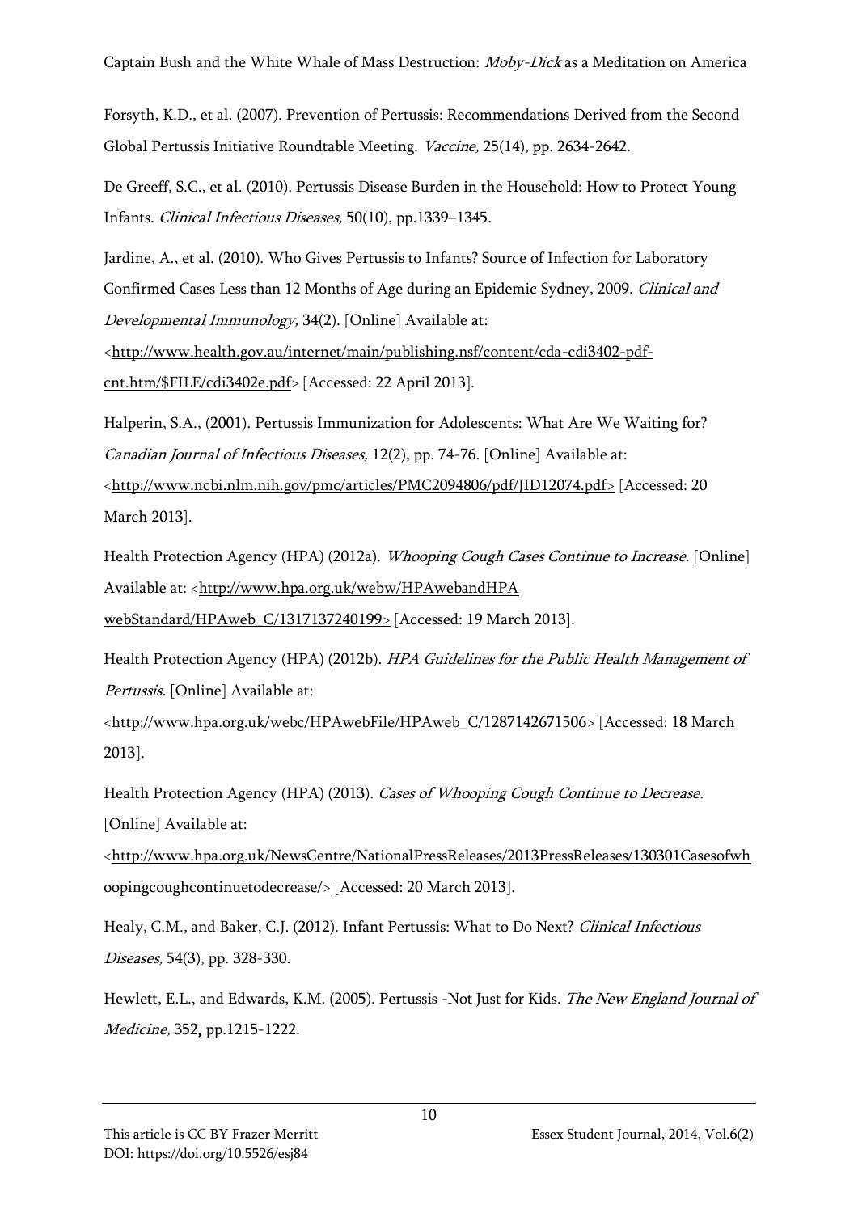Forsyth, K.D., et al. (2007). Prevention of Pertussis: Recommendations Derived from the Second Global Pertussis Initiative Roundtable Meeting. *Vaccine,* 25(14), pp. 2634-2642.

De Greeff, S.C., et al. (2010). Pertussis Disease Burden in the Household: How to Protect Young Infants. *Clinical Infectious Diseases,* 50(10), pp.1339–1345.

Jardine, A., et al. (2010). Who Gives Pertussis to Infants? Source of Infection for Laboratory Confirmed Cases Less than 12 Months of Age during an Epidemic Sydney, 2009. *Clinical and Developmental Immunology,* 34(2). [Online] Available at: <http://www.health.gov.au/internet/main/publishing.nsf/content/cda-cdi3402-pdf-cnt.htm/$FILE/cdi3402e.pdf> [Accessed: 22 April 2013].

Halperin, S.A., (2001). Pertussis Immunization for Adolescents: What Are We Waiting for? *Canadian Journal of Infectious Diseases,* 12(2), pp. 74-76. [Online] Available at: <http://www.ncbi.nlm.nih.gov/pmc/articles/PMC2094806/pdf/JID12074.pdf> [Accessed: 20 March 2013].

Health Protection Agency (HPA) (2012a). *Whooping Cough Cases Continue to Increase*. [Online] Available at: <http://www.hpa.org.uk/webw/HPAwebandHPA webStandard/HPAweb_C/1317137240199> [Accessed: 19 March 2013].

Health Protection Agency (HPA) (2012b). *HPA Guidelines for the Public Health Management of Pertussis*. [Online] Available at: <http://www.hpa.org.uk/webc/HPAwebFile/HPAweb_C/1287142671506> [Accessed: 18 March 2013].

Health Protection Agency (HPA) (2013). *Cases of Whooping Cough Continue to Decrease*. [Online] Available at: <http://www.hpa.org.uk/NewsCentre/NationalPressReleases/2013PressReleases/130301Casesofwhoopingcoughcontinuetodecrease/> [Accessed: 20 March 2013].

Healy, C.M., and Baker, C.J. (2012). Infant Pertussis: What to Do Next? *Clinical Infectious Diseases,* 54(3), pp. 328-330.

Hewlett, E.L., and Edwards, K.M. (2005). Pertussis -Not Just for Kids. *The New England Journal of Medicine,* 352, pp.1215-1222.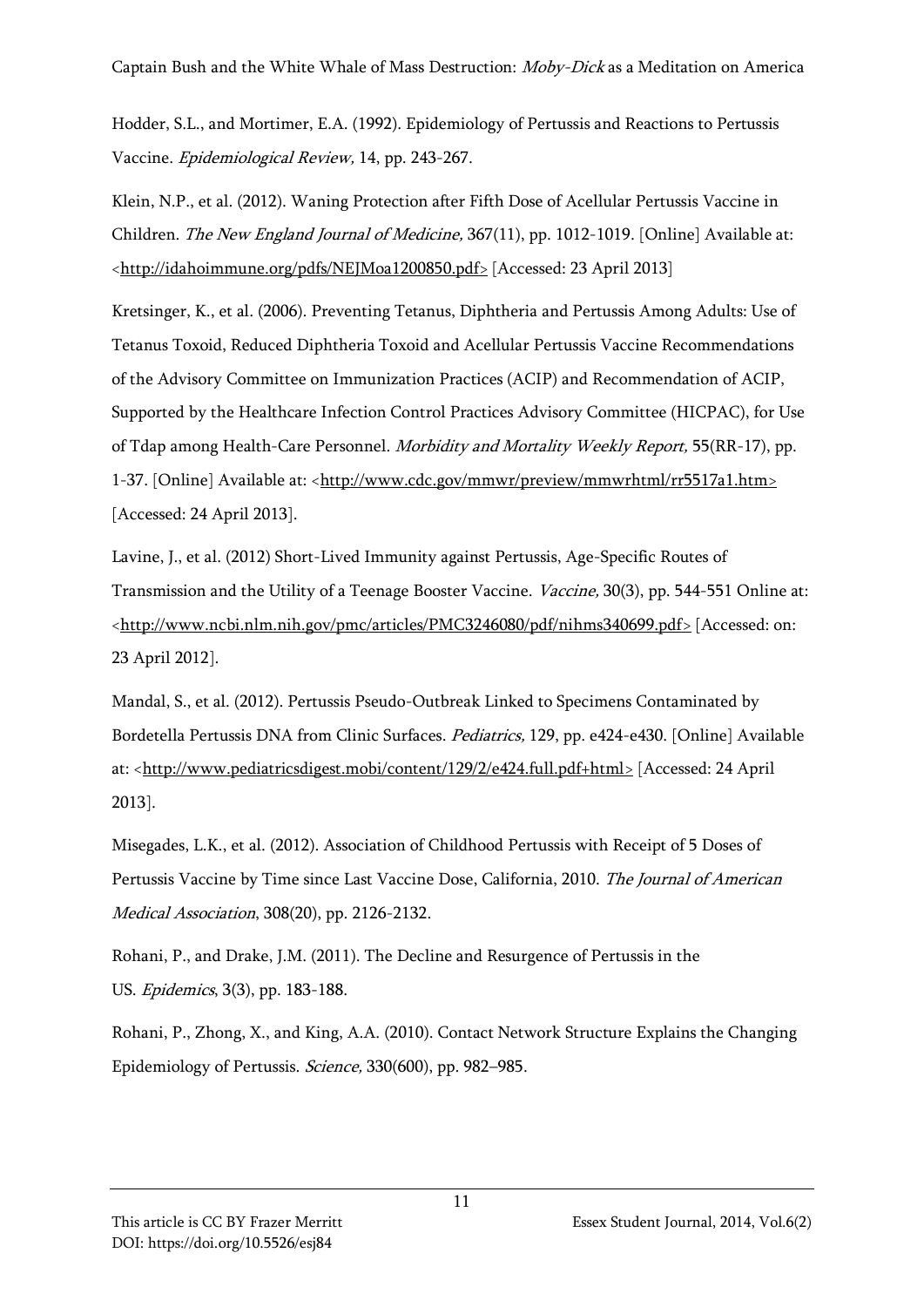Hodder, S.L., and Mortimer, E.A. (1992). Epidemiology of Pertussis and Reactions to Pertussis Vaccine. *Epidemiological Review,* 14, pp. 243-267.

Klein, N.P., et al. (2012). Waning Protection after Fifth Dose of Acellular Pertussis Vaccine in Children. *The New England Journal of Medicine,* 367(11), pp. 1012-1019. [Online] Available at: <http://idahoimmune.org/pdfs/NEJMoa1200850.pdf> [Accessed: 23 April 2013]

Kretsinger, K., et al. (2006). Preventing Tetanus, Diphtheria and Pertussis Among Adults: Use of Tetanus Toxoid, Reduced Diphtheria Toxoid and Acellular Pertussis Vaccine Recommendations of the Advisory Committee on Immunization Practices (ACIP) and Recommendation of ACIP, Supported by the Healthcare Infection Control Practices Advisory Committee (HICPAC), for Use of Tdap among Health-Care Personnel. *Morbidity and Mortality Weekly Report,* 55(RR-17), pp. 1-37. [Online] Available at: <http://www.cdc.gov/mmwr/preview/mmwrhtml/rr5517a1.htm> [Accessed: 24 April 2013].

Lavine, J., et al. (2012) Short-Lived Immunity against Pertussis, Age-Specific Routes of Transmission and the Utility of a Teenage Booster Vaccine. *Vaccine,* 30(3), pp. 544-551 Online at: <http://www.ncbi.nlm.nih.gov/pmc/articles/PMC3246080/pdf/nihms340699.pdf> [Accessed: on: 23 April 2012].

Mandal, S., et al. (2012). Pertussis Pseudo-Outbreak Linked to Specimens Contaminated by Bordetella Pertussis DNA from Clinic Surfaces. *Pediatrics,* 129, pp. e424-e430. [Online] Available at: <http://www.pediatricsdigest.mobi/content/129/2/e424.full.pdf+html> [Accessed: 24 April 2013].

Misegades, L.K., et al. (2012). Association of Childhood Pertussis with Receipt of 5 Doses of Pertussis Vaccine by Time since Last Vaccine Dose, California, 2010. *The Journal of American Medical Association*, 308(20), pp. 2126-2132.

Rohani, P., and Drake, J.M. (2011). The Decline and Resurgence of Pertussis in the US. *Epidemics*, 3(3), pp. 183-188.

Rohani, P., Zhong, X., and King, A.A. (2010). Contact Network Structure Explains the Changing Epidemiology of Pertussis. *Science,* 330(600), pp. 982–985.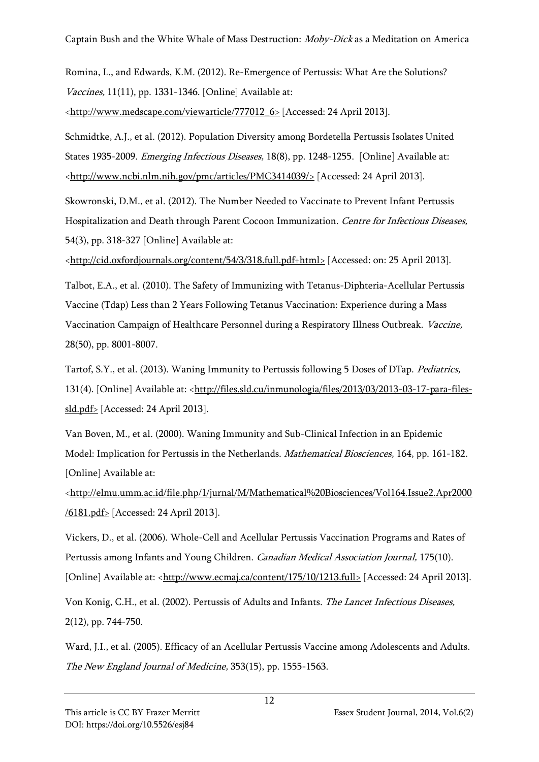Romina, L., and Edwards, K.M. (2012). Re-Emergence of Pertussis: What Are the Solutions? *Vaccines,* 11(11), pp. 1331-1346. [Online] Available at: <http://www.medscape.com/viewarticle/777012_6> [Accessed: 24 April 2013].

Schmidtke, A.J., et al. (2012). Population Diversity among Bordetella Pertussis Isolates United States 1935-2009. *Emerging Infectious Diseases,* 18(8), pp. 1248-1255. [Online] Available at: <http://www.ncbi.nlm.nih.gov/pmc/articles/PMC3414039/> [Accessed: 24 April 2013].

Skowronski, D.M., et al. (2012). The Number Needed to Vaccinate to Prevent Infant Pertussis Hospitalization and Death through Parent Cocoon Immunization. *Centre for Infectious Diseases,* 54(3), pp. 318-327 [Online] Available at: <http://cid.oxfordjournals.org/content/54/3/318.full.pdf+html> [Accessed: on: 25 April 2013].

Talbot, E.A., et al. (2010). The Safety of Immunizing with Tetanus-Diphteria-Acellular Pertussis Vaccine (Tdap) Less than 2 Years Following Tetanus Vaccination: Experience during a Mass Vaccination Campaign of Healthcare Personnel during a Respiratory Illness Outbreak. *Vaccine,* 28(50), pp. 8001-8007.

Tartof, S.Y., et al. (2013). Waning Immunity to Pertussis following 5 Doses of DTap. *Pediatrics,* 131(4). [Online] Available at: <http://files.sld.cu/inmunologia/files/2013/03/2013-03-17-para-files-sld.pdf> [Accessed: 24 April 2013].

Van Boven, M., et al. (2000). Waning Immunity and Sub-Clinical Infection in an Epidemic Model: Implication for Pertussis in the Netherlands. *Mathematical Biosciences,* 164, pp. 161-182. [Online] Available at: <http://elmu.umm.ac.id/file.php/1/jurnal/M/Mathematical%20Biosciences/Vol164.Issue2.Apr2000/6181.pdf> [Accessed: 24 April 2013].

Vickers, D., et al. (2006). Whole-Cell and Acellular Pertussis Vaccination Programs and Rates of Pertussis among Infants and Young Children. *Canadian Medical Association Journal,* 175(10). [Online] Available at: <http://www.ecmaj.ca/content/175/10/1213.full> [Accessed: 24 April 2013].

Von Konig, C.H., et al. (2002). Pertussis of Adults and Infants. *The Lancet Infectious Diseases,* 2(12), pp. 744-750.

Ward, J.I., et al. (2005). Efficacy of an Acellular Pertussis Vaccine among Adolescents and Adults. *The New England Journal of Medicine,* 353(15), pp. 1555-1563.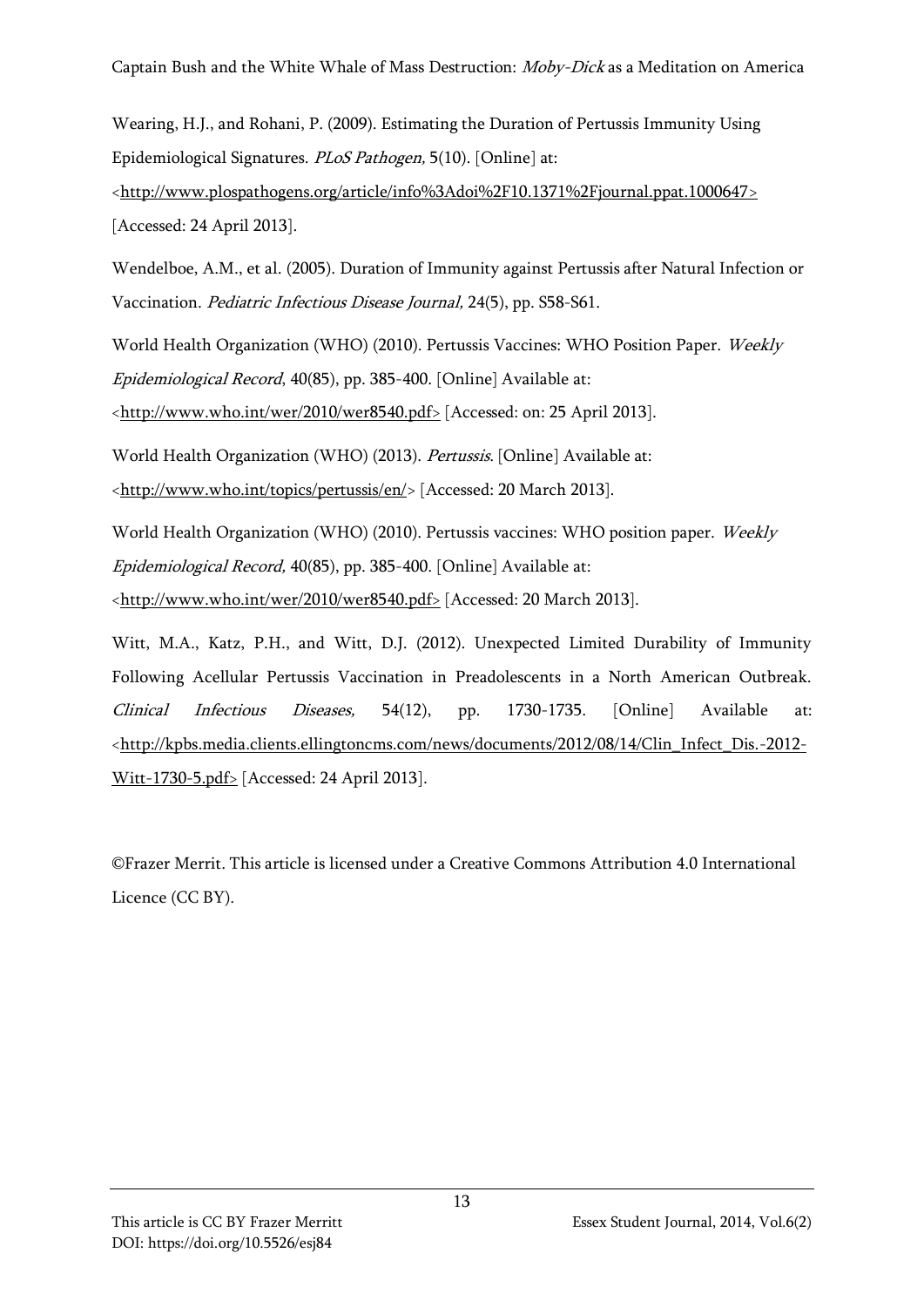Wearing, H.J., and Rohani, P. (2009). Estimating the Duration of Pertussis Immunity Using Epidemiological Signatures. *PLoS Pathogen,* 5(10). [Online] at: <http://www.plospathogens.org/article/info%3Adoi%2F10.1371%2Fjournal.ppat.1000647> [Accessed: 24 April 2013].

Wendelboe, A.M., et al. (2005). Duration of Immunity against Pertussis after Natural Infection or Vaccination. *Pediatric Infectious Disease Journal,* 24(5), pp. S58-S61.

World Health Organization (WHO) (2010). Pertussis Vaccines: WHO Position Paper. *Weekly Epidemiological Record*, 40(85), pp. 385-400. [Online] Available at: <http://www.who.int/wer/2010/wer8540.pdf> [Accessed: on: 25 April 2013].

World Health Organization (WHO) (2013). *Pertussis*. [Online] Available at: <http://www.who.int/topics/pertussis/en/> [Accessed: 20 March 2013].

World Health Organization (WHO) (2010). Pertussis vaccines: WHO position paper. *Weekly Epidemiological Record,* 40(85), pp. 385-400. [Online] Available at: <http://www.who.int/wer/2010/wer8540.pdf> [Accessed: 20 March 2013].

Witt, M.A., Katz, P.H., and Witt, D.J. (2012). Unexpected Limited Durability of Immunity Following Acellular Pertussis Vaccination in Preadolescents in a North American Outbreak. *Clinical Infectious Diseases,* 54(12), pp. 1730-1735. [Online] Available at: <http://kpbs.media.clients.ellingtoncms.com/news/documents/2012/08/14/Clin_Infect_Dis.-2012-Witt-1730-5.pdf> [Accessed: 24 April 2013].

©Frazer Merrit. This article is licensed under a Creative Commons Attribution 4.0 International Licence (CC BY).